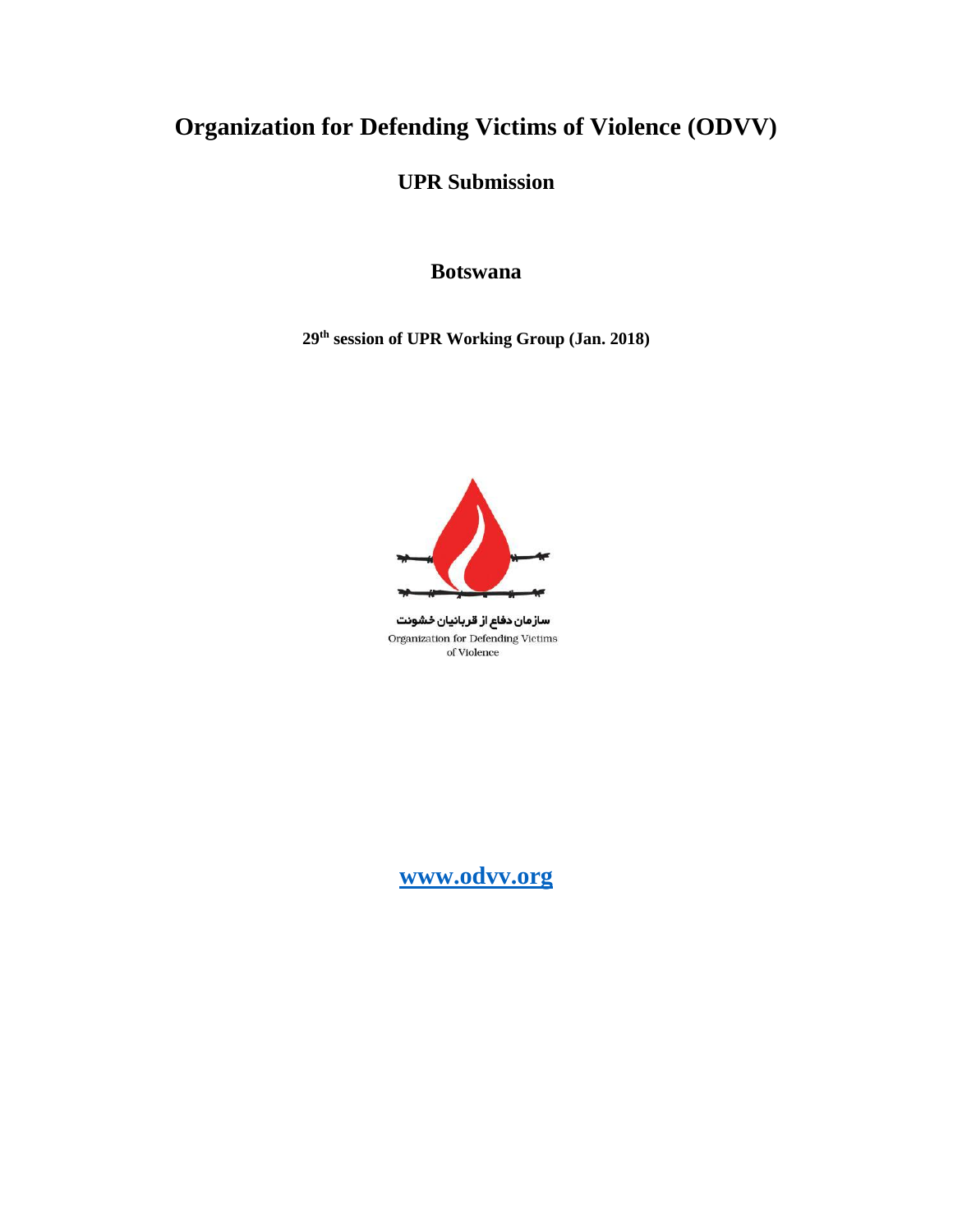# Organization for Defending Victims of Violence (ODVV)

## UPR Submission

## Botswana

**29th session of UPR Working Group (Jan. 2018)**

سازمان دفاع از قربانیان خشونت

Organization for Defending Victims of Violence

**www.odvv.org**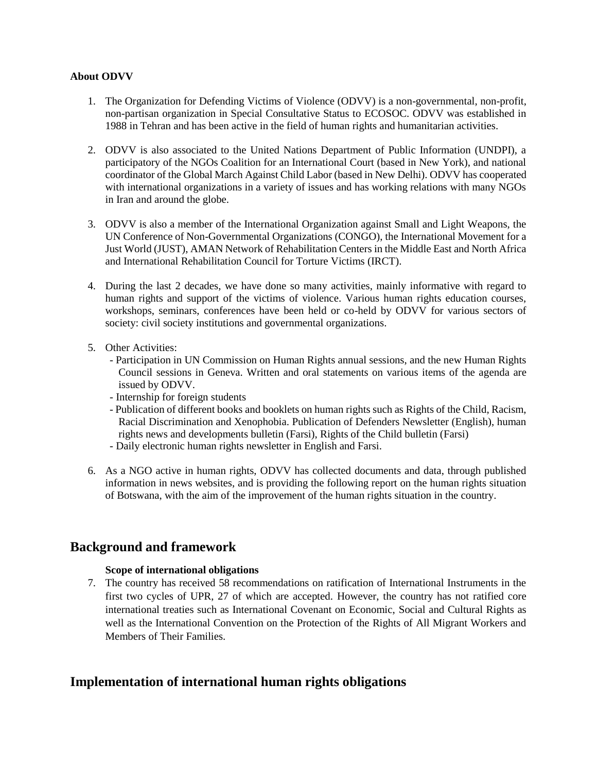**About ODVV**

1. The Organization for Defending Victims of Violence (ODVV) is a non-governmental, non-profit, non-partisan organization in Special Consultative Status to ECOSOC. ODVV was established in 1988 in Tehran and has been active in the field of human rights and humanitarian activities.

2. ODVV is also associated to the United Nations Department of Public Information (UNDPI), a participatory of the NGOs Coalition for an International Court (based in New York), and national coordinator of the Global March Against Child Labor (based in New Delhi). ODVV has cooperated with international organizations in a variety of issues and has working relations with many NGOs in Iran and around the globe.

3. ODVV is also a member of the International Organization against Small and Light Weapons, the UN Conference of Non-Governmental Organizations (CONGO), the International Movement for a Just World (JUST), AMAN Network of Rehabilitation Centers in the Middle East and North Africa and International Rehabilitation Council for Torture Victims (IRCT).

4. During the last 2 decades, we have done so many activities, mainly informative with regard to human rights and support of the victims of violence. Various human rights education courses, workshops, seminars, conferences have been held or co-held by ODVV for various sectors of society: civil society institutions and governmental organizations.

5. Other Activities:
   - Participation in UN Commission on Human Rights annual sessions, and the new Human Rights Council sessions in Geneva. Written and oral statements on various items of the agenda are issued by ODVV.
   - Internship for foreign students
   - Publication of different books and booklets on human rights such as Rights of the Child, Racism, Racial Discrimination and Xenophobia. Publication of Defenders Newsletter (English), human rights news and developments bulletin (Farsi), Rights of the Child bulletin (Farsi)
   - Daily electronic human rights newsletter in English and Farsi.

6. As a NGO active in human rights, ODVV has collected documents and data, through published information in news websites, and is providing the following report on the human rights situation of Botswana, with the aim of the improvement of the human rights situation in the country.

## Background and framework

**Scope of international obligations**

7. The country has received 58 recommendations on ratification of International Instruments in the first two cycles of UPR, 27 of which are accepted. However, the country has not ratified core international treaties such as International Covenant on Economic, Social and Cultural Rights as well as the International Convention on the Protection of the Rights of All Migrant Workers and Members of Their Families.

## Implementation of international human rights obligations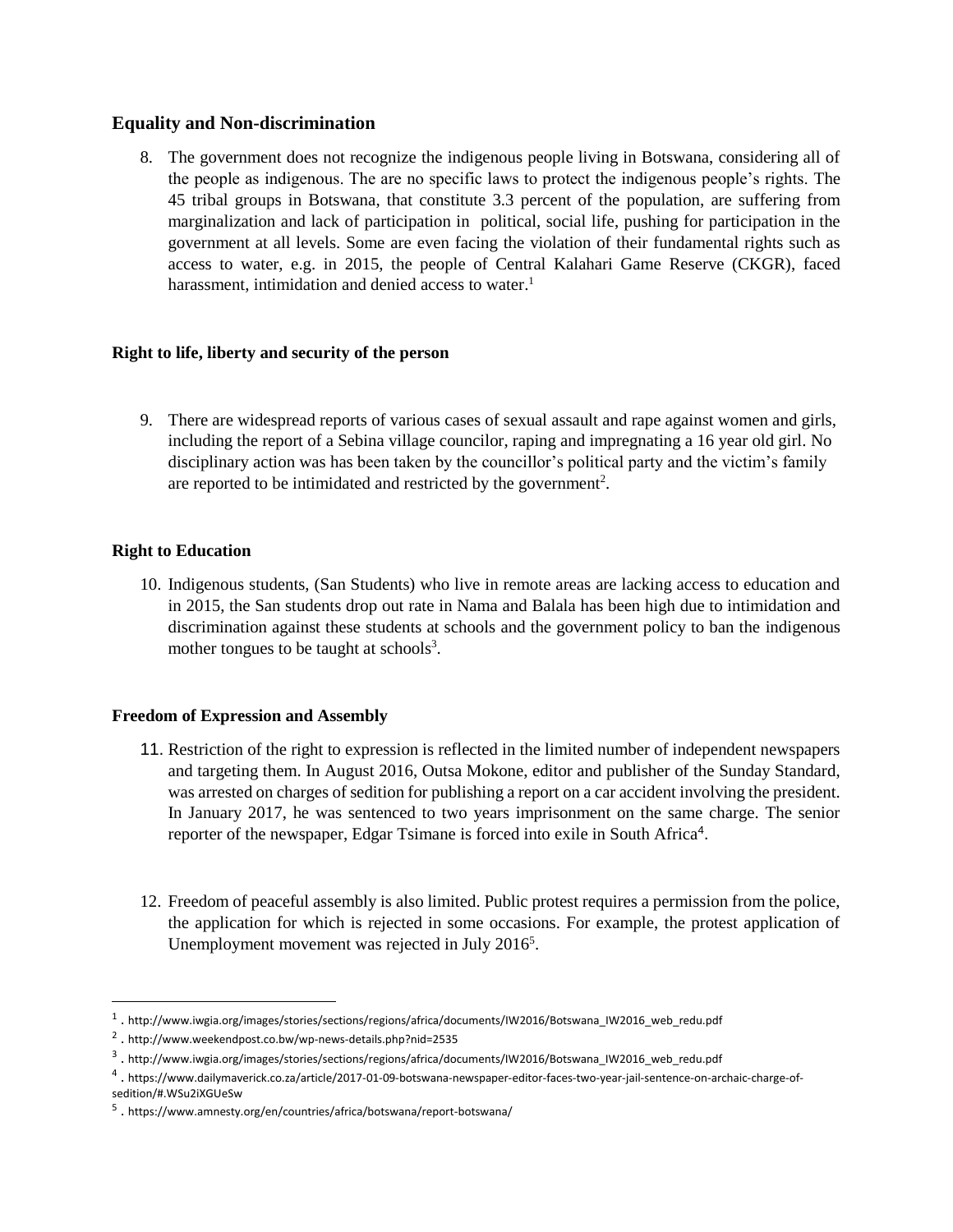## Equality and Non-discrimination

8. The government does not recognize the indigenous people living in Botswana, considering all of the people as indigenous. The are no specific laws to protect the indigenous people's rights. The 45 tribal groups in Botswana, that constitute 3.3 percent of the population, are suffering from marginalization and lack of participation in political, social life, pushing for participation in the government at all levels. Some are even facing the violation of their fundamental rights such as access to water, e.g. in 2015, the people of Central Kalahari Game Reserve (CKGR), faced harassment, intimidation and denied access to water.[1]

### Right to life, liberty and security of the person

9. There are widespread reports of various cases of sexual assault and rape against women and girls, including the report of a Sebina village councilor, raping and impregnating a 16 year old girl. No disciplinary action was has been taken by the councillor's political party and the victim's family are reported to be intimidated and restricted by the government[2].

### Right to Education

10. Indigenous students, (San Students) who live in remote areas are lacking access to education and in 2015, the San students drop out rate in Nama and Balala has been high due to intimidation and discrimination against these students at schools and the government policy to ban the indigenous mother tongues to be taught at schools[3].

### Freedom of Expression and Assembly

11. Restriction of the right to expression is reflected in the limited number of independent newspapers and targeting them. In August 2016, Outsa Mokone, editor and publisher of the Sunday Standard, was arrested on charges of sedition for publishing a report on a car accident involving the president. In January 2017, he was sentenced to two years imprisonment on the same charge. The senior reporter of the newspaper, Edgar Tsimane is forced into exile in South Africa[4].

12. Freedom of peaceful assembly is also limited. Public protest requires a permission from the police, the application for which is rejected in some occasions. For example, the protest application of Unemployment movement was rejected in July 2016[5].

---

[1]. http://www.iwgia.org/images/stories/sections/regions/africa/documents/IW2016/Botswana_IW2016_web_redu.pdf

[2]. http://www.weekendpost.co.bw/wp-news-details.php?nid=2535

[3]. http://www.iwgia.org/images/stories/sections/regions/africa/documents/IW2016/Botswana_IW2016_web_redu.pdf

[4]. https://www.dailymaverick.co.za/article/2017-01-09-botswana-newspaper-editor-faces-two-year-jail-sentence-on-archaic-charge-of-sedition/#.WSu2iXGUeSw

[5]. https://www.amnesty.org/en/countries/africa/botswana/report-botswana/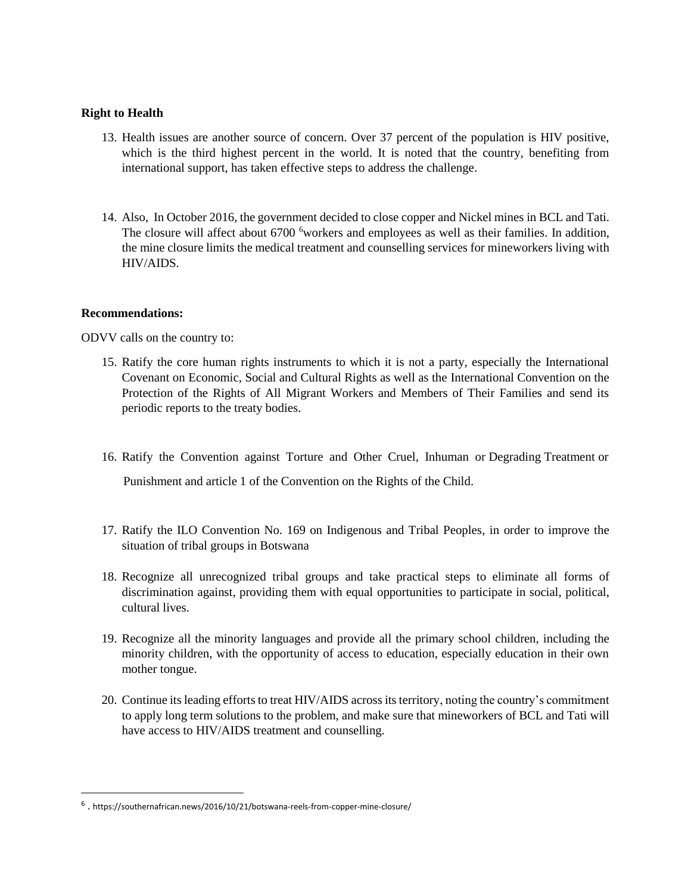**Right to Health**

13. Health issues are another source of concern. Over 37 percent of the population is HIV positive, which is the third highest percent in the world. It is noted that the country, benefiting from international support, has taken effective steps to address the challenge.

14. Also, In October 2016, the government decided to close copper and Nickel mines in BCL and Tati. The closure will affect about 6700 [6]workers and employees as well as their families. In addition, the mine closure limits the medical treatment and counselling services for mineworkers living with HIV/AIDS.

**Recommendations:**

ODVV calls on the country to:

15. Ratify the core human rights instruments to which it is not a party, especially the International Covenant on Economic, Social and Cultural Rights as well as the International Convention on the Protection of the Rights of All Migrant Workers and Members of Their Families and send its periodic reports to the treaty bodies.

16. Ratify the Convention against Torture and Other Cruel, Inhuman or Degrading Treatment or Punishment and article 1 of the Convention on the Rights of the Child.

17. Ratify the ILO Convention No. 169 on Indigenous and Tribal Peoples, in order to improve the situation of tribal groups in Botswana

18. Recognize all unrecognized tribal groups and take practical steps to eliminate all forms of discrimination against, providing them with equal opportunities to participate in social, political, cultural lives.

19. Recognize all the minority languages and provide all the primary school children, including the minority children, with the opportunity of access to education, especially education in their own mother tongue.

20. Continue its leading efforts to treat HIV/AIDS across its territory, noting the country's commitment to apply long term solutions to the problem, and make sure that mineworkers of BCL and Tati will have access to HIV/AIDS treatment and counselling.

---

[6] . https://southernafrican.news/2016/10/21/botswana-reels-from-copper-mine-closure/